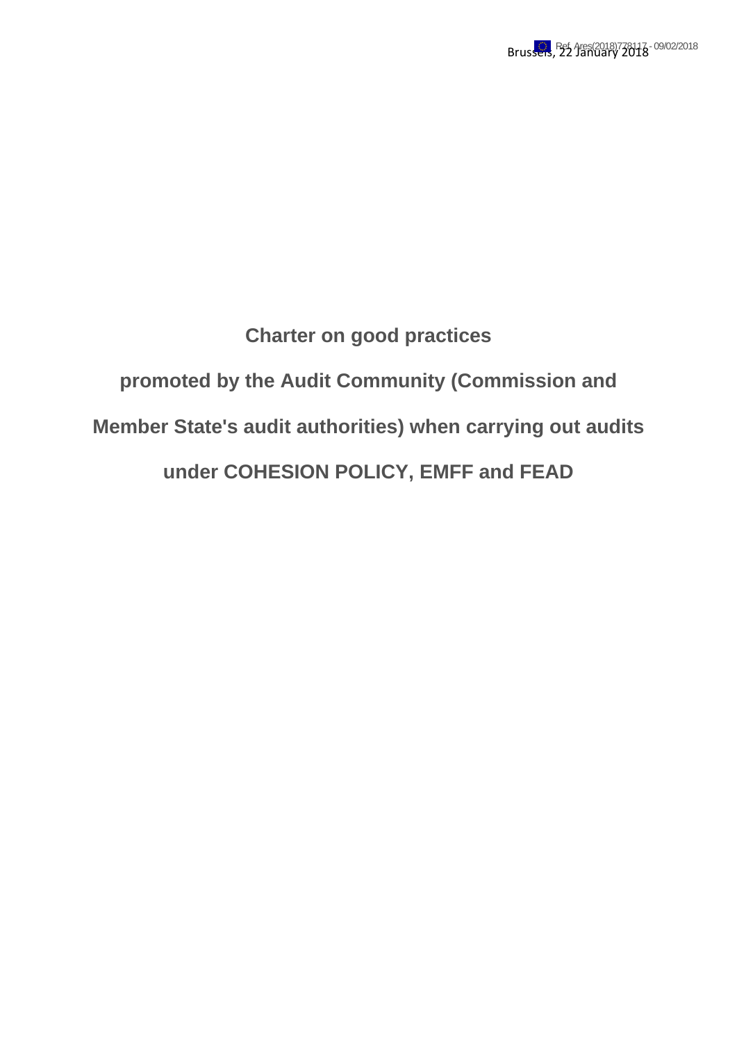Brussels, 22 January 2018

Ref. Ares(2018)778117 - 09/02/2018

# Charter on good practices promoted by the Audit Community (Commission and Member State's audit authorities) when carrying out audits under COHESION POLICY, EMFF and FEAD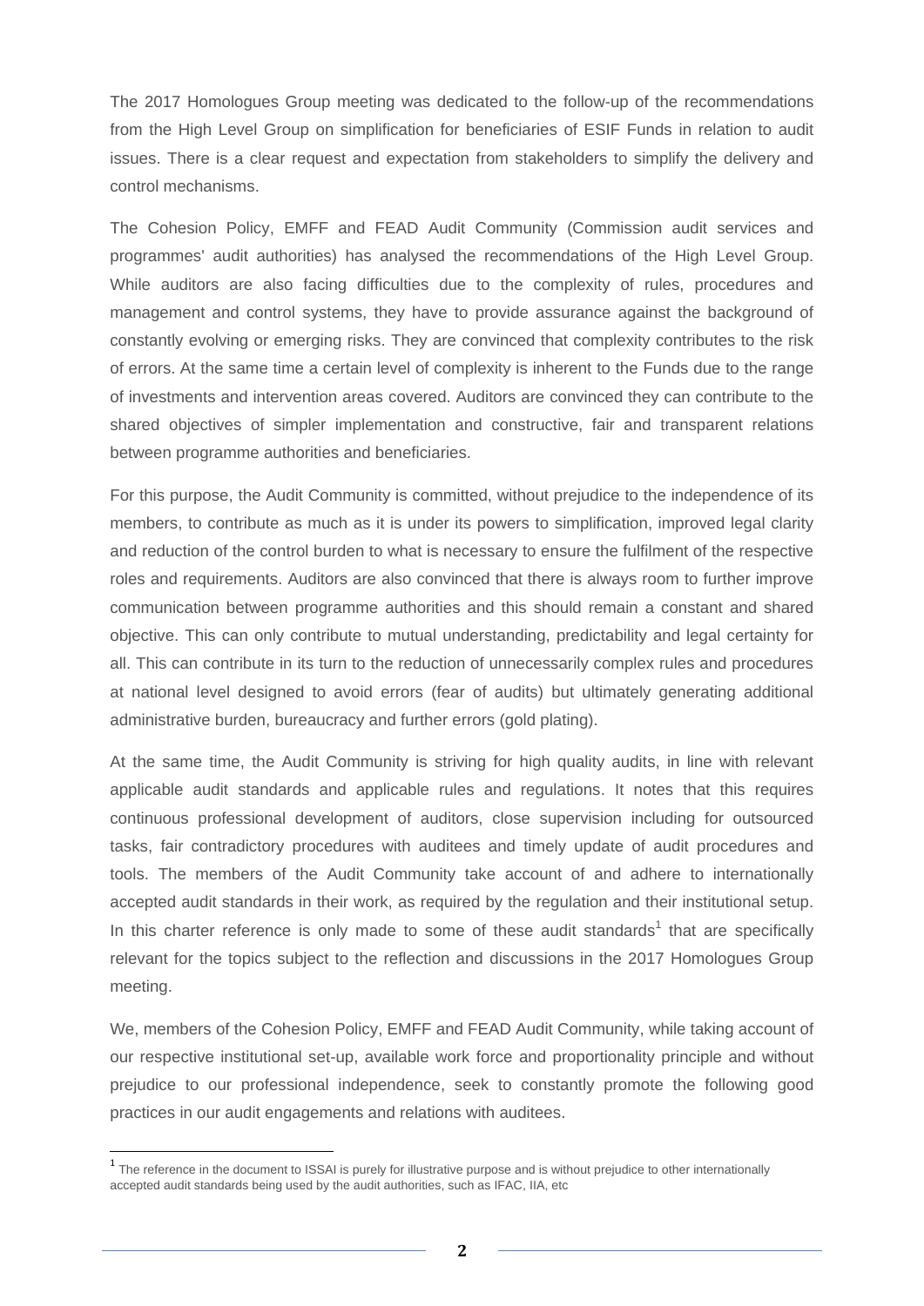The 2017 Homologues Group meeting was dedicated to the follow-up of the recommendations from the High Level Group on simplification for beneficiaries of ESIF Funds in relation to audit issues. There is a clear request and expectation from stakeholders to simplify the delivery and control mechanisms.

The Cohesion Policy, EMFF and FEAD Audit Community (Commission audit services and programmes' audit authorities) has analysed the recommendations of the High Level Group. While auditors are also facing difficulties due to the complexity of rules, procedures and management and control systems, they have to provide assurance against the background of constantly evolving or emerging risks. They are convinced that complexity contributes to the risk of errors. At the same time a certain level of complexity is inherent to the Funds due to the range of investments and intervention areas covered. Auditors are convinced they can contribute to the shared objectives of simpler implementation and constructive, fair and transparent relations between programme authorities and beneficiaries.

For this purpose, the Audit Community is committed, without prejudice to the independence of its members, to contribute as much as it is under its powers to simplification, improved legal clarity and reduction of the control burden to what is necessary to ensure the fulfilment of the respective roles and requirements. Auditors are also convinced that there is always room to further improve communication between programme authorities and this should remain a constant and shared objective. This can only contribute to mutual understanding, predictability and legal certainty for all. This can contribute in its turn to the reduction of unnecessarily complex rules and procedures at national level designed to avoid errors (fear of audits) but ultimately generating additional administrative burden, bureaucracy and further errors (gold plating).

At the same time, the Audit Community is striving for high quality audits, in line with relevant applicable audit standards and applicable rules and regulations. It notes that this requires continuous professional development of auditors, close supervision including for outsourced tasks, fair contradictory procedures with auditees and timely update of audit procedures and tools. The members of the Audit Community take account of and adhere to internationally accepted audit standards in their work, as required by the regulation and their institutional setup. In this charter reference is only made to some of these audit standards[1] that are specifically relevant for the topics subject to the reflection and discussions in the 2017 Homologues Group meeting.

We, members of the Cohesion Policy, EMFF and FEAD Audit Community, while taking account of our respective institutional set-up, available work force and proportionality principle and without prejudice to our professional independence, seek to constantly promote the following good practices in our audit engagements and relations with auditees.

[1] The reference in the document to ISSAI is purely for illustrative purpose and is without prejudice to other internationally accepted audit standards being used by the audit authorities, such as IFAC, IIA, etc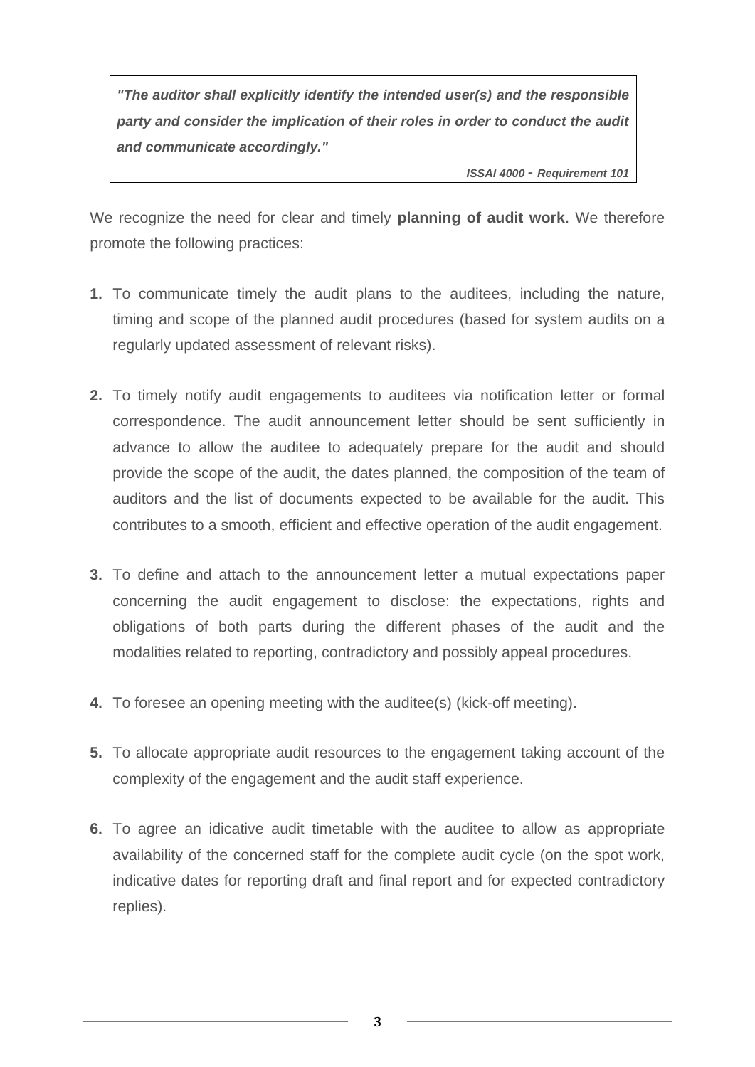> ***"The auditor shall explicitly identify the intended user(s) and the responsible party and consider the implication of their roles in order to conduct the audit and communicate accordingly."***
>
> ***ISSAI 4000 - Requirement 101***

We recognize the need for clear and timely **planning of audit work.** We therefore promote the following practices:

1. To communicate timely the audit plans to the auditees, including the nature, timing and scope of the planned audit procedures (based for system audits on a regularly updated assessment of relevant risks).

2. To timely notify audit engagements to auditees via notification letter or formal correspondence. The audit announcement letter should be sent sufficiently in advance to allow the auditee to adequately prepare for the audit and should provide the scope of the audit, the dates planned, the composition of the team of auditors and the list of documents expected to be available for the audit. This contributes to a smooth, efficient and effective operation of the audit engagement.

3. To define and attach to the announcement letter a mutual expectations paper concerning the audit engagement to disclose: the expectations, rights and obligations of both parts during the different phases of the audit and the modalities related to reporting, contradictory and possibly appeal procedures.

4. To foresee an opening meeting with the auditee(s) (kick-off meeting).

5. To allocate appropriate audit resources to the engagement taking account of the complexity of the engagement and the audit staff experience.

6. To agree an idicative audit timetable with the auditee to allow as appropriate availability of the concerned staff for the complete audit cycle (on the spot work, indicative dates for reporting draft and final report and for expected contradictory replies).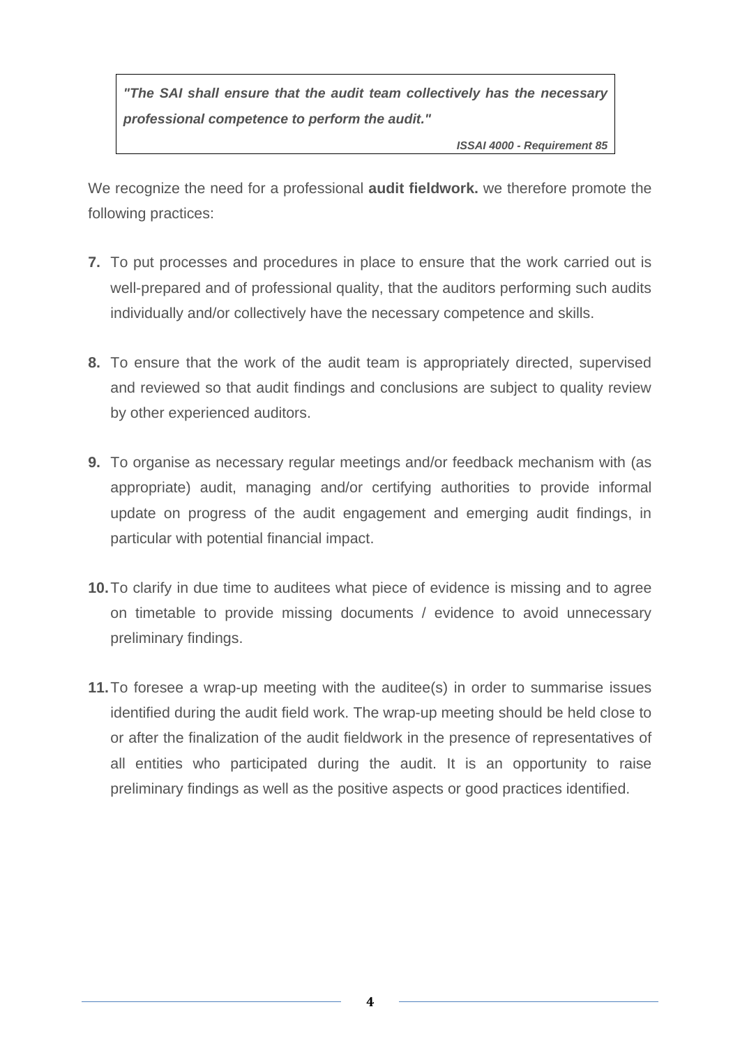> ***"The SAI shall ensure that the audit team collectively has the necessary professional competence to perform the audit."***
>
> ***ISSAI 4000 - Requirement 85***

We recognize the need for a professional **audit fieldwork.** we therefore promote the following practices:

**7.** To put processes and procedures in place to ensure that the work carried out is well-prepared and of professional quality, that the auditors performing such audits individually and/or collectively have the necessary competence and skills.

**8.** To ensure that the work of the audit team is appropriately directed, supervised and reviewed so that audit findings and conclusions are subject to quality review by other experienced auditors.

**9.** To organise as necessary regular meetings and/or feedback mechanism with (as appropriate) audit, managing and/or certifying authorities to provide informal update on progress of the audit engagement and emerging audit findings, in particular with potential financial impact.

**10.** To clarify in due time to auditees what piece of evidence is missing and to agree on timetable to provide missing documents / evidence to avoid unnecessary preliminary findings.

**11.** To foresee a wrap-up meeting with the auditee(s) in order to summarise issues identified during the audit field work. The wrap-up meeting should be held close to or after the finalization of the audit fieldwork in the presence of representatives of all entities who participated during the audit. It is an opportunity to raise preliminary findings as well as the positive aspects or good practices identified.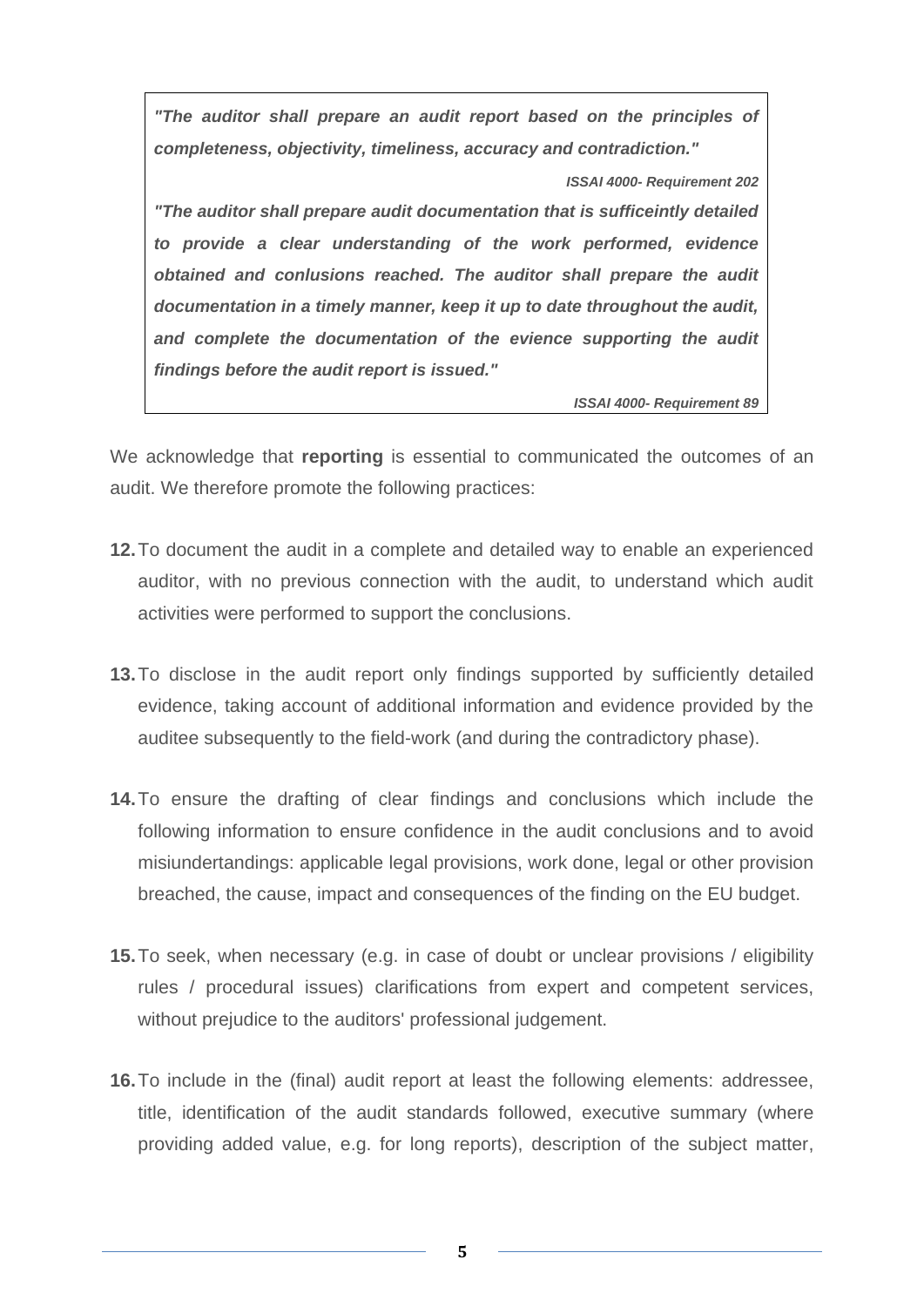> ***"The auditor shall prepare an audit report based on the principles of completeness, objectivity, timeliness, accuracy and contradiction."***
>
> ***ISSAI 4000- Requirement 202***
>
> ***"The auditor shall prepare audit documentation that is sufficeintly detailed to provide a clear understanding of the work performed, evidence obtained and conlusions reached. The auditor shall prepare the audit documentation in a timely manner, keep it up to date throughout the audit, and complete the documentation of the evience supporting the audit findings before the audit report is issued."***
>
> ***ISSAI 4000- Requirement 89***

We acknowledge that **reporting** is essential to communicated the outcomes of an audit. We therefore promote the following practices:

**12.** To document the audit in a complete and detailed way to enable an experienced auditor, with no previous connection with the audit, to understand which audit activities were performed to support the conclusions.

**13.** To disclose in the audit report only findings supported by sufficiently detailed evidence, taking account of additional information and evidence provided by the auditee subsequently to the field-work (and during the contradictory phase).

**14.** To ensure the drafting of clear findings and conclusions which include the following information to ensure confidence in the audit conclusions and to avoid misiundertandings: applicable legal provisions, work done, legal or other provision breached, the cause, impact and consequences of the finding on the EU budget.

**15.** To seek, when necessary (e.g. in case of doubt or unclear provisions / eligibility rules / procedural issues) clarifications from expert and competent services, without prejudice to the auditors' professional judgement.

**16.** To include in the (final) audit report at least the following elements: addressee, title, identification of the audit standards followed, executive summary (where providing added value, e.g. for long reports), description of the subject matter,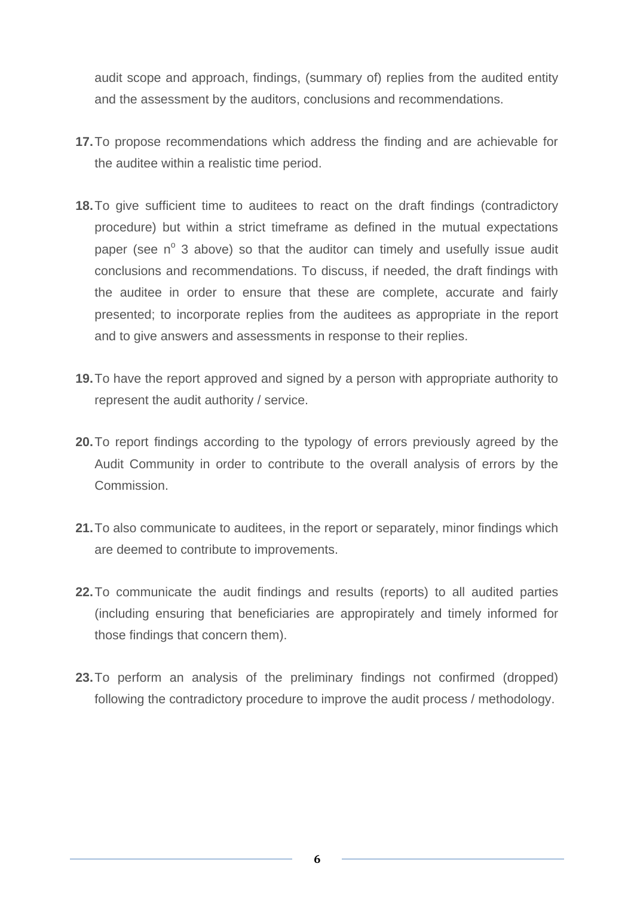audit scope and approach, findings, (summary of) replies from the audited entity and the assessment by the auditors, conclusions and recommendations.

**17.** To propose recommendations which address the finding and are achievable for the auditee within a realistic time period.

**18.** To give sufficient time to auditees to react on the draft findings (contradictory procedure) but within a strict timeframe as defined in the mutual expectations paper (see n° 3 above) so that the auditor can timely and usefully issue audit conclusions and recommendations. To discuss, if needed, the draft findings with the auditee in order to ensure that these are complete, accurate and fairly presented; to incorporate replies from the auditees as appropriate in the report and to give answers and assessments in response to their replies.

**19.** To have the report approved and signed by a person with appropriate authority to represent the audit authority / service.

**20.** To report findings according to the typology of errors previously agreed by the Audit Community in order to contribute to the overall analysis of errors by the Commission.

**21.** To also communicate to auditees, in the report or separately, minor findings which are deemed to contribute to improvements.

**22.** To communicate the audit findings and results (reports) to all audited parties (including ensuring that beneficiaries are appropirately and timely informed for those findings that concern them).

**23.** To perform an analysis of the preliminary findings not confirmed (dropped) following the contradictory procedure to improve the audit process / methodology.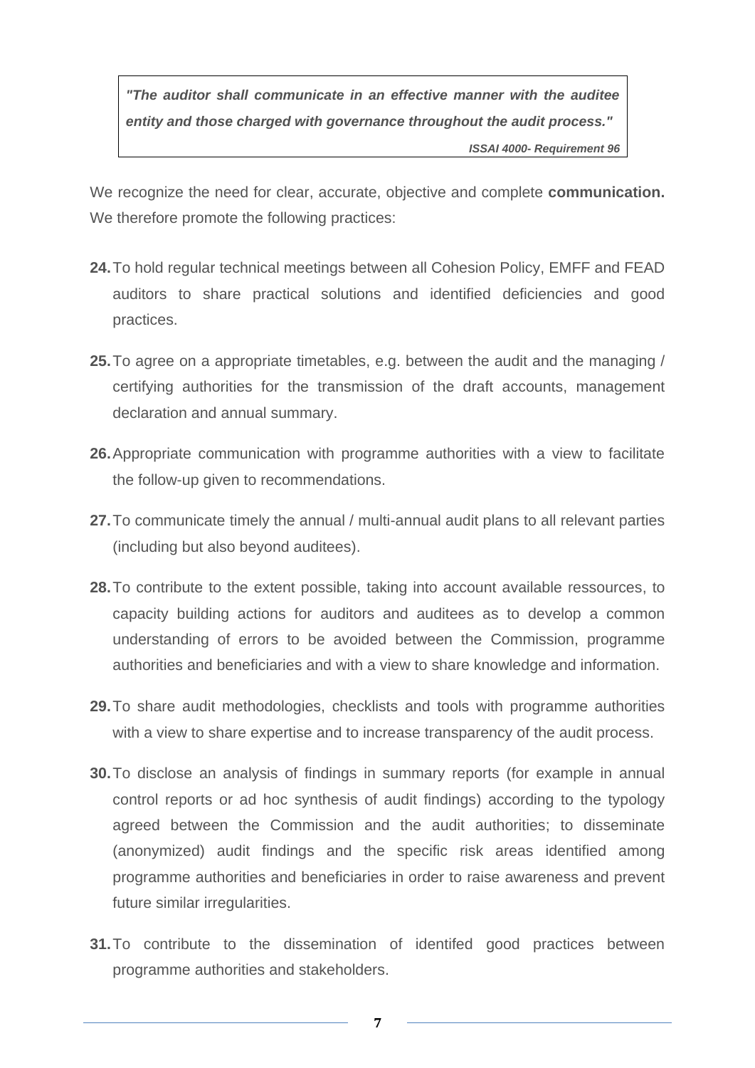> ***"The auditor shall communicate in an effective manner with the auditee entity and those charged with governance throughout the audit process."***
>
> ***ISSAI 4000- Requirement 96***

We recognize the need for clear, accurate, objective and complete **communication.** We therefore promote the following practices:

**24.** To hold regular technical meetings between all Cohesion Policy, EMFF and FEAD auditors to share practical solutions and identified deficiencies and good practices.

**25.** To agree on a appropriate timetables, e.g. between the audit and the managing / certifying authorities for the transmission of the draft accounts, management declaration and annual summary.

**26.** Appropriate communication with programme authorities with a view to facilitate the follow-up given to recommendations.

**27.** To communicate timely the annual / multi-annual audit plans to all relevant parties (including but also beyond auditees).

**28.** To contribute to the extent possible, taking into account available ressources, to capacity building actions for auditors and auditees as to develop a common understanding of errors to be avoided between the Commission, programme authorities and beneficiaries and with a view to share knowledge and information.

**29.** To share audit methodologies, checklists and tools with programme authorities with a view to share expertise and to increase transparency of the audit process.

**30.** To disclose an analysis of findings in summary reports (for example in annual control reports or ad hoc synthesis of audit findings) according to the typology agreed between the Commission and the audit authorities; to disseminate (anonymized) audit findings and the specific risk areas identified among programme authorities and beneficiaries in order to raise awareness and prevent future similar irregularities.

**31.** To contribute to the dissemination of identifed good practices between programme authorities and stakeholders.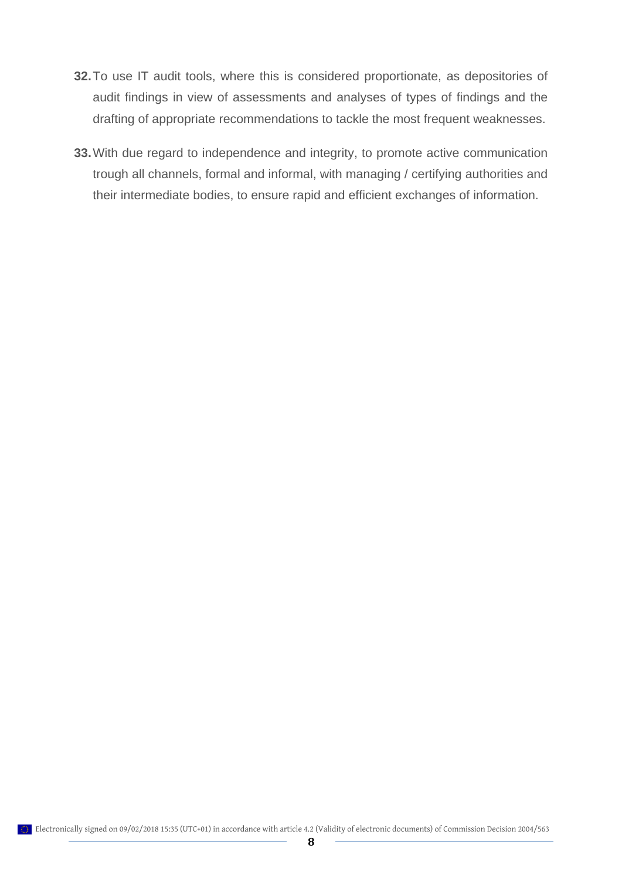**32.** To use IT audit tools, where this is considered proportionate, as depositories of audit findings in view of assessments and analyses of types of findings and the drafting of appropriate recommendations to tackle the most frequent weaknesses.

**33.** With due regard to independence and integrity, to promote active communication trough all channels, formal and informal, with managing / certifying authorities and their intermediate bodies, to ensure rapid and efficient exchanges of information.